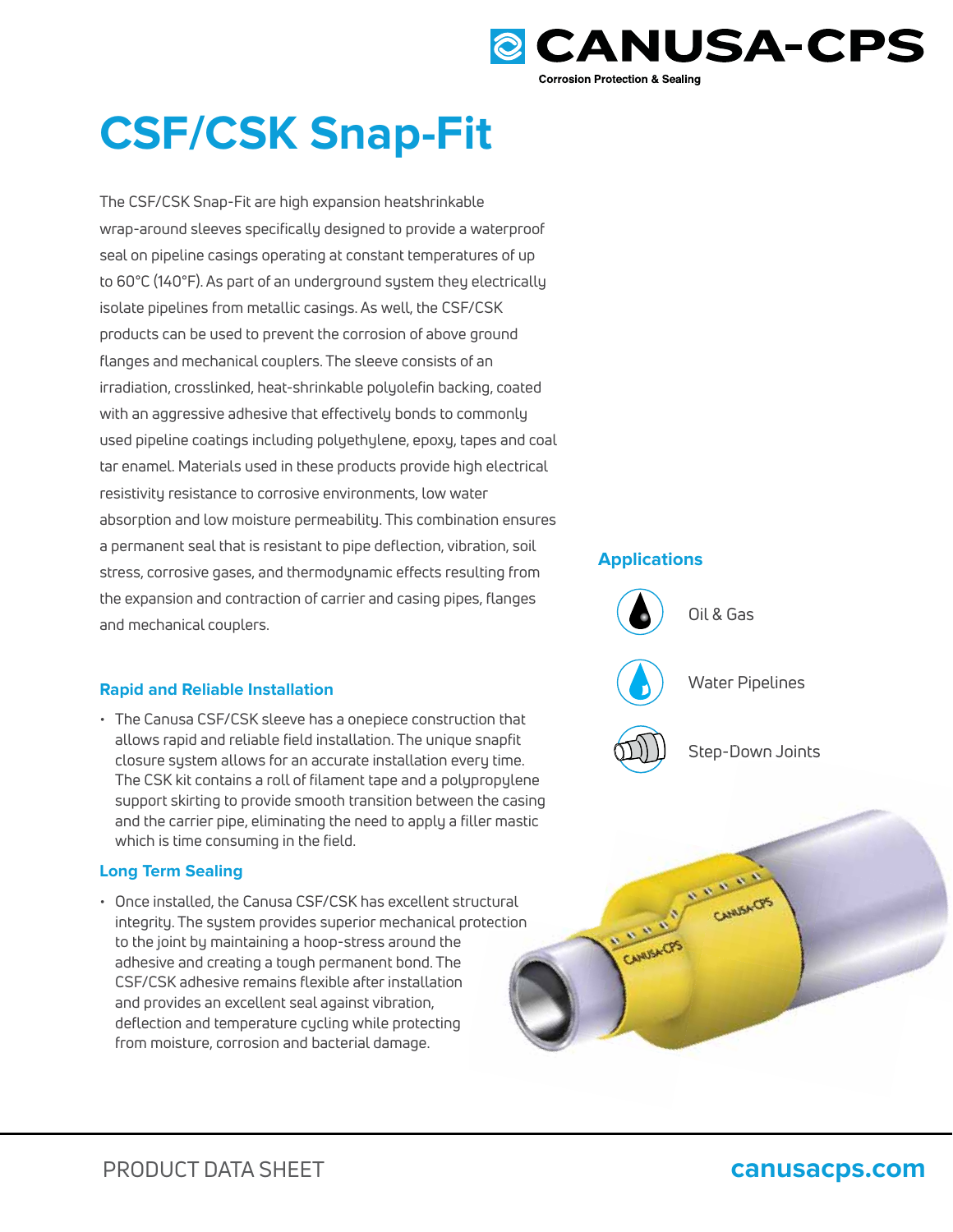# CSF/CSK Snap-Fit

The CSF/CSK Snap-Fit are high expansion heatshrinkable wrap-around sleeves specifically designed to provide a waterproof seal on pipeline casings operating at constant temperatures of up to 60°C (140°F). As part of an underground system they electrically isolate pipelines from metallic casings. As well, the CSF/CSK products can be used to prevent the corrosion of above ground flanges and mechanical couplers. The sleeve consists of an irradiation, crosslinked, heat-shrinkable polyolefin backing, coated with an aggressive adhesive that effectively bonds to commonly used pipeline coatings including polyethylene, epoxy, tapes and coal tar enamel. Materials used in these products provide high electrical resistivity resistance to corrosive environments, low water absorption and low moisture permeability. This combination ensures a permanent seal that is resistant to pipe deflection, vibration, soil stress, corrosive gases, and thermodynamic effects resulting from the expansion and contraction of carrier and casing pipes, flanges and mechanical couplers.

## Applications

- Oil & Gas
- Water Pipelines
- Step-Down Joints

### Rapid and Reliable Installation

- The Canusa CSF/CSK sleeve has a onepiece construction that allows rapid and reliable field installation. The unique snapfit closure system allows for an accurate installation every time. The CSK kit contains a roll of filament tape and a polypropylene support skirting to provide smooth transition between the casing and the carrier pipe, eliminating the need to apply a filler mastic which is time consuming in the field.

### Long Term Sealing

- Once installed, the Canusa CSF/CSK has excellent structural integrity. The system provides superior mechanical protection to the joint by maintaining a hoop-stress around the adhesive and creating a tough permanent bond. The CSF/CSK adhesive remains flexible after installation and provides an excellent seal against vibration, deflection and temperature cycling while protecting from moisture, corrosion and bacterial damage.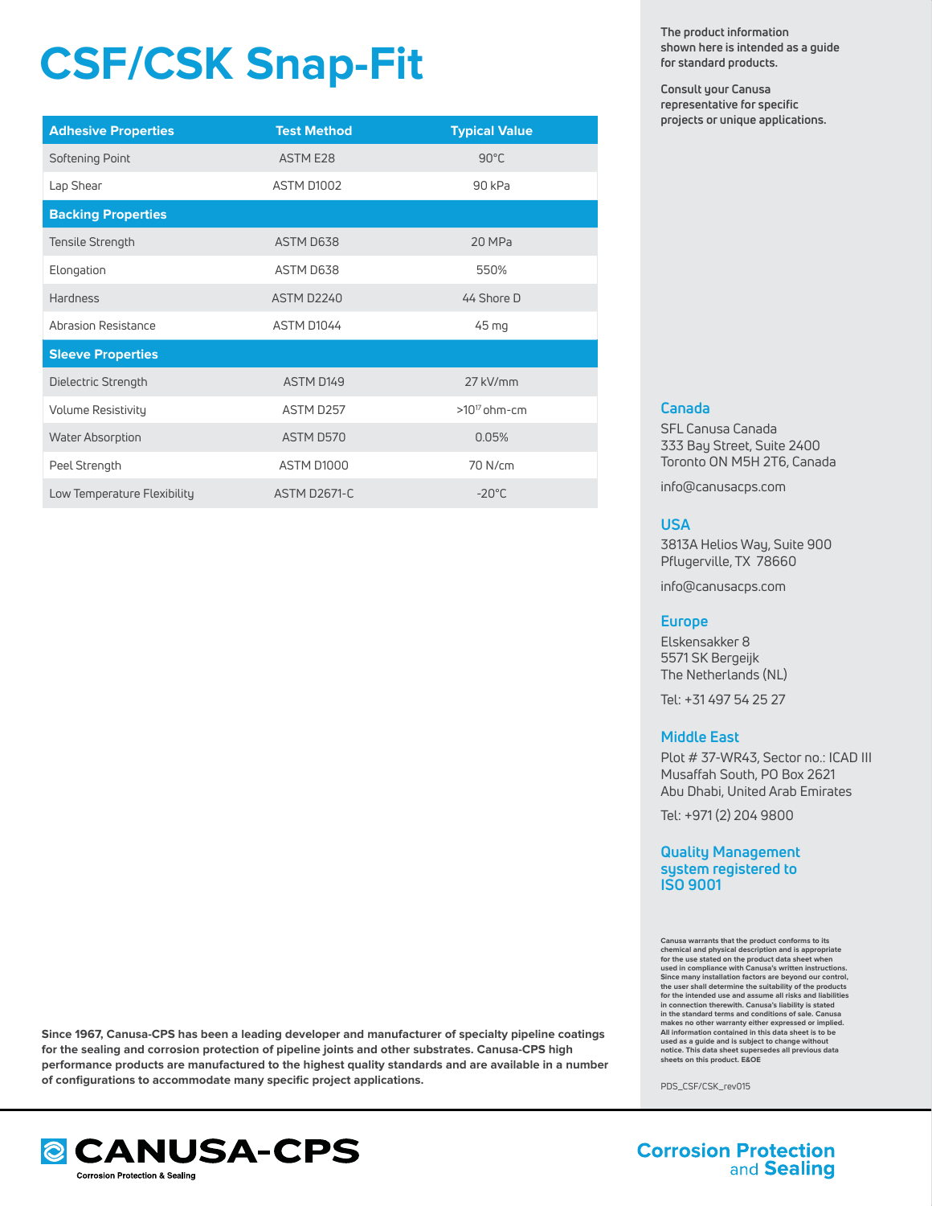# CSF/CSK Snap-Fit

| Adhesive Properties | Test Method | Typical Value |
|---|---|---|
| Softening Point | ASTM E28 | 90°C |
| Lap Shear | ASTM D1002 | 90 kPa |
| **Backing Properties** | | |
| Tensile Strength | ASTM D638 | 20 MPa |
| Elongation | ASTM D638 | 550% |
| Hardness | ASTM D2240 | 44 Shore D |
| Abrasion Resistance | ASTM D1044 | 45 mg |
| **Sleeve Properties** | | |
| Dielectric Strength | ASTM D149 | 27 kV/mm |
| Volume Resistivity | ASTM D257 | >$10^{17}$ ohm-cm |
| Water Absorption | ASTM D570 | 0.05% |
| Peel Strength | ASTM D1000 | 70 N/cm |
| Low Temperature Flexibility | ASTM D2671-C | -20°C |

**Since 1967, Canusa-CPS has been a leading developer and manufacturer of specialty pipeline coatings for the sealing and corrosion protection of pipeline joints and other substrates. Canusa-CPS high performance products are manufactured to the highest quality standards and are available in a number of configurations to accommodate many specific project applications.**

**The product information shown here is intended as a guide for standard products.**

**Consult your Canusa representative for specific projects or unique applications.**

## Canada

SFL Canusa Canada
333 Bay Street, Suite 2400
Toronto ON M5H 2T6, Canada

info@canusacps.com

## USA

3813A Helios Way, Suite 900
Pflugerville, TX 78660

info@canusacps.com

## Europe

Elskensakker 8
5571 SK Bergeijk
The Netherlands (NL)

Tel: +31 497 54 25 27

## Middle East

Plot # 37-WR43, Sector no.: ICAD III
Musaffah South, PO Box 2621
Abu Dhabi, United Arab Emirates

Tel: +971 (2) 204 9800

## Quality Management system registered to ISO 9001

Canusa warrants that the product conforms to its chemical and physical description and is appropriate for the use stated on the product data sheet when used in compliance with Canusa's written instructions. Since many installation factors are beyond our control, the user shall determine the suitability of the products for the intended use and assume all risks and liabilities in connection therewith. Canusa's liability is stated in the standard terms and conditions of sale. Canusa makes no other warranty either expressed or implied. All information contained in this data sheet is to be used as a guide and is subject to change without notice. This data sheet supersedes all previous data sheets on this product. E&OE

PDS_CSF/CSK_rev015

CANUSA-CPS
Corrosion Protection & Sealing

Corrosion Protection and Sealing